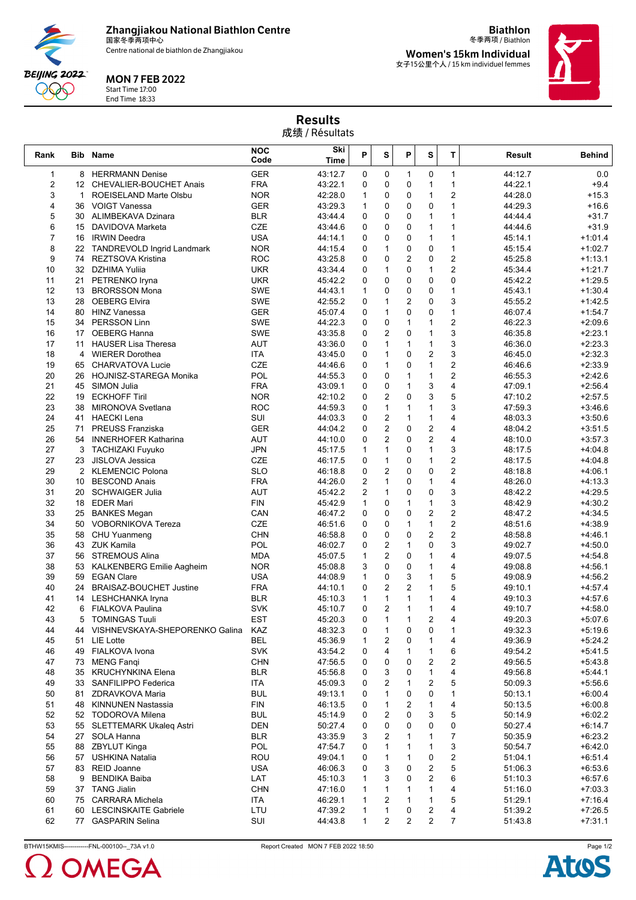# Zhangjiakou National Biathlon Centre
国家冬季两项中心
Centre national de biathlon de Zhangjiakou

**MON 7 FEB 2022**
Start Time 17:00
End Time 18:33

**Biathlon**
冬季两项 / Biathlon

**Women's 15km Individual**
女子15公里个人 / 15 km individuel femmes

## Results
成绩 / Résultats

| Rank | Bib | Name | NOC Code | Ski Time | P | S | P | S | T | Result | Behind |
|---|---|---|---|---|---|---|---|---|---|---|---|
| 1 | 8 | HERRMANN Denise | GER | 43:12.7 | 0 | 0 | 1 | 0 | 1 | 44:12.7 | 0.0 |
| 2 | 12 | CHEVALIER-BOUCHET Anais | FRA | 43:22.1 | 0 | 0 | 0 | 1 | 1 | 44:22.1 | +9.4 |
| 3 | 1 | ROEISELAND Marte Olsbu | NOR | 42:28.0 | 1 | 0 | 0 | 1 | 2 | 44:28.0 | +15.3 |
| 4 | 36 | VOIGT Vanessa | GER | 43:29.3 | 1 | 0 | 0 | 0 | 1 | 44:29.3 | +16.6 |
| 5 | 30 | ALIMBEKAVA Dzinara | BLR | 43:44.4 | 0 | 0 | 0 | 1 | 1 | 44:44.4 | +31.7 |
| 6 | 15 | DAVIDOVA Marketa | CZE | 43:44.6 | 0 | 0 | 0 | 1 | 1 | 44:44.6 | +31.9 |
| 7 | 16 | IRWIN Deedra | USA | 44:14.1 | 0 | 0 | 0 | 1 | 1 | 45:14.1 | +1:01.4 |
| 8 | 22 | TANDREVOLD Ingrid Landmark | NOR | 44:15.4 | 0 | 1 | 0 | 0 | 1 | 45:15.4 | +1:02.7 |
| 9 | 74 | REZTSOVA Kristina | ROC | 43:25.8 | 0 | 0 | 2 | 0 | 2 | 45:25.8 | +1:13.1 |
| 10 | 32 | DZHIMA Yuliia | UKR | 43:34.4 | 0 | 1 | 0 | 1 | 2 | 45:34.4 | +1:21.7 |
| 11 | 21 | PETRENKO Iryna | UKR | 45:42.2 | 0 | 0 | 0 | 0 | 0 | 45:42.2 | +1:29.5 |
| 12 | 13 | BRORSSON Mona | SWE | 44:43.1 | 1 | 0 | 0 | 0 | 1 | 45:43.1 | +1:30.4 |
| 13 | 28 | OEBERG Elvira | SWE | 42:55.2 | 0 | 1 | 2 | 0 | 3 | 45:55.2 | +1:42.5 |
| 14 | 80 | HINZ Vanessa | GER | 45:07.4 | 0 | 1 | 0 | 0 | 1 | 46:07.4 | +1:54.7 |
| 15 | 34 | PERSSON Linn | SWE | 44:22.3 | 0 | 0 | 1 | 1 | 2 | 46:22.3 | +2:09.6 |
| 16 | 17 | OEBERG Hanna | SWE | 43:35.8 | 0 | 2 | 0 | 1 | 3 | 46:35.8 | +2:23.1 |
| 17 | 11 | HAUSER Lisa Theresa | AUT | 43:36.0 | 0 | 1 | 1 | 1 | 3 | 46:36.0 | +2:23.3 |
| 18 | 4 | WIERER Dorothea | ITA | 43:45.0 | 0 | 1 | 0 | 2 | 3 | 46:45.0 | +2:32.3 |
| 19 | 65 | CHARVATOVA Lucie | CZE | 44:46.6 | 0 | 1 | 0 | 1 | 2 | 46:46.6 | +2:33.9 |
| 20 | 26 | HOJNISZ-STAREGA Monika | POL | 44:55.3 | 0 | 0 | 1 | 1 | 2 | 46:55.3 | +2:42.6 |
| 21 | 45 | SIMON Julia | FRA | 43:09.1 | 0 | 0 | 1 | 3 | 4 | 47:09.1 | +2:56.4 |
| 22 | 19 | ECKHOFF Tiril | NOR | 42:10.2 | 0 | 2 | 0 | 3 | 5 | 47:10.2 | +2:57.5 |
| 23 | 38 | MIRONOVA Svetlana | ROC | 44:59.3 | 0 | 1 | 1 | 1 | 3 | 47:59.3 | +3:46.6 |
| 24 | 41 | HAECKI Lena | SUI | 44:03.3 | 0 | 2 | 1 | 1 | 4 | 48:03.3 | +3:50.6 |
| 25 | 71 | PREUSS Franziska | GER | 44:04.2 | 0 | 2 | 0 | 2 | 4 | 48:04.2 | +3:51.5 |
| 26 | 54 | INNERHOFER Katharina | AUT | 44:10.0 | 0 | 2 | 0 | 2 | 4 | 48:10.0 | +3:57.3 |
| 27 | 3 | TACHIZAKI Fuyuko | JPN | 45:17.5 | 1 | 1 | 0 | 1 | 3 | 48:17.5 | +4:04.8 |
| 27 | 23 | JISLOVA Jessica | CZE | 46:17.5 | 0 | 1 | 0 | 1 | 2 | 48:17.5 | +4:04.8 |
| 29 | 2 | KLEMENCIC Polona | SLO | 46:18.8 | 0 | 2 | 0 | 0 | 2 | 48:18.8 | +4:06.1 |
| 30 | 10 | BESCOND Anais | FRA | 44:26.0 | 2 | 1 | 0 | 1 | 4 | 48:26.0 | +4:13.3 |
| 31 | 20 | SCHWAIGER Julia | AUT | 45:42.2 | 2 | 1 | 0 | 0 | 3 | 48:42.2 | +4:29.5 |
| 32 | 18 | EDER Mari | FIN | 45:42.9 | 1 | 0 | 1 | 1 | 3 | 48:42.9 | +4:30.2 |
| 33 | 25 | BANKES Megan | CAN | 46:47.2 | 0 | 0 | 0 | 2 | 2 | 48:47.2 | +4:34.5 |
| 34 | 50 | VOBORNIKOVA Tereza | CZE | 46:51.6 | 0 | 0 | 1 | 1 | 2 | 48:51.6 | +4:38.9 |
| 35 | 58 | CHU Yuanmeng | CHN | 46:58.8 | 0 | 0 | 0 | 2 | 2 | 48:58.8 | +4:46.1 |
| 36 | 43 | ZUK Kamila | POL | 46:02.7 | 0 | 2 | 1 | 0 | 3 | 49:02.7 | +4:50.0 |
| 37 | 56 | STREMOUS Alina | MDA | 45:07.5 | 1 | 2 | 0 | 1 | 4 | 49:07.5 | +4:54.8 |
| 38 | 53 | KALKENBERG Emilie Aagheim | NOR | 45:08.8 | 3 | 0 | 0 | 1 | 4 | 49:08.8 | +4:56.1 |
| 39 | 59 | EGAN Clare | USA | 44:08.9 | 1 | 0 | 3 | 1 | 5 | 49:08.9 | +4:56.2 |
| 40 | 24 | BRAISAZ-BOUCHET Justine | FRA | 44:10.1 | 0 | 2 | 2 | 1 | 5 | 49:10.1 | +4:57.4 |
| 41 | 14 | LESHCHANKA Iryna | BLR | 45:10.3 | 1 | 1 | 1 | 1 | 4 | 49:10.3 | +4:57.6 |
| 42 | 6 | FIALKOVA Paulina | SVK | 45:10.7 | 0 | 2 | 1 | 1 | 4 | 49:10.7 | +4:58.0 |
| 43 | 5 | TOMINGAS Tuuli | EST | 45:20.3 | 0 | 1 | 1 | 2 | 4 | 49:20.3 | +5:07.6 |
| 44 | 44 | VISHNEVSKAYA-SHEPORENKO Galina | KAZ | 48:32.3 | 0 | 1 | 0 | 0 | 1 | 49:32.3 | +5:19.6 |
| 45 | 51 | LIE Lotte | BEL | 45:36.9 | 1 | 2 | 0 | 1 | 4 | 49:36.9 | +5:24.2 |
| 46 | 49 | FIALKOVA Ivona | SVK | 43:54.2 | 0 | 4 | 1 | 1 | 6 | 49:54.2 | +5:41.5 |
| 47 | 73 | MENG Fanqi | CHN | 47:56.5 | 0 | 0 | 0 | 2 | 2 | 49:56.5 | +5:43.8 |
| 48 | 35 | KRUCHINKINA Elena | BLR | 45:56.8 | 0 | 3 | 0 | 1 | 4 | 49:56.8 | +5:44.1 |
| 49 | 33 | SANFILIPPO Federica | ITA | 45:09.3 | 0 | 2 | 1 | 2 | 5 | 50:09.3 | +5:56.6 |
| 50 | 81 | ZDRAVKOVA Maria | BUL | 49:13.1 | 0 | 1 | 0 | 0 | 1 | 50:13.1 | +6:00.4 |
| 51 | 48 | KINNUNEN Nastassia | FIN | 46:13.5 | 0 | 1 | 2 | 1 | 4 | 50:13.5 | +6:00.8 |
| 52 | 52 | TODOROVA Milena | BUL | 45:14.9 | 0 | 2 | 0 | 3 | 5 | 50:14.9 | +6:02.2 |
| 53 | 55 | SLETTEMARK Ukaleq Astri | DEN | 50:27.4 | 0 | 0 | 0 | 0 | 0 | 50:27.4 | +6:14.7 |
| 54 | 27 | SOLA Hanna | BLR | 43:35.9 | 3 | 2 | 1 | 1 | 7 | 50:35.9 | +6:23.2 |
| 55 | 88 | ZBYLUT Kinga | POL | 47:54.7 | 0 | 1 | 1 | 1 | 3 | 50:54.7 | +6:42.0 |
| 56 | 57 | USHKINA Natalia | ROU | 49:04.1 | 0 | 1 | 1 | 0 | 2 | 51:04.1 | +6:51.4 |
| 57 | 83 | REID Joanne | USA | 46:06.3 | 0 | 3 | 0 | 2 | 5 | 51:06.3 | +6:53.6 |
| 58 | 9 | BENDIKA Baiba | LAT | 45:10.3 | 1 | 3 | 0 | 2 | 6 | 51:10.3 | +6:57.6 |
| 59 | 37 | TANG Jialin | CHN | 47:16.0 | 1 | 1 | 1 | 1 | 4 | 51:16.0 | +7:03.3 |
| 60 | 75 | CARRARA Michela | ITA | 46:29.1 | 1 | 2 | 1 | 1 | 5 | 51:29.1 | +7:16.4 |
| 61 | 60 | LESCINSKAITE Gabriele | LTU | 47:39.2 | 1 | 1 | 0 | 2 | 4 | 51:39.2 | +7:26.5 |
| 62 | 77 | GASPARIN Selina | SUI | 44:43.8 | 1 | 2 | 2 | 2 | 7 | 51:43.8 | +7:31.1 |

BTHW15KMIS-----------FNL-000100--_73A v1.0 Report Created MON 7 FEB 2022 18:50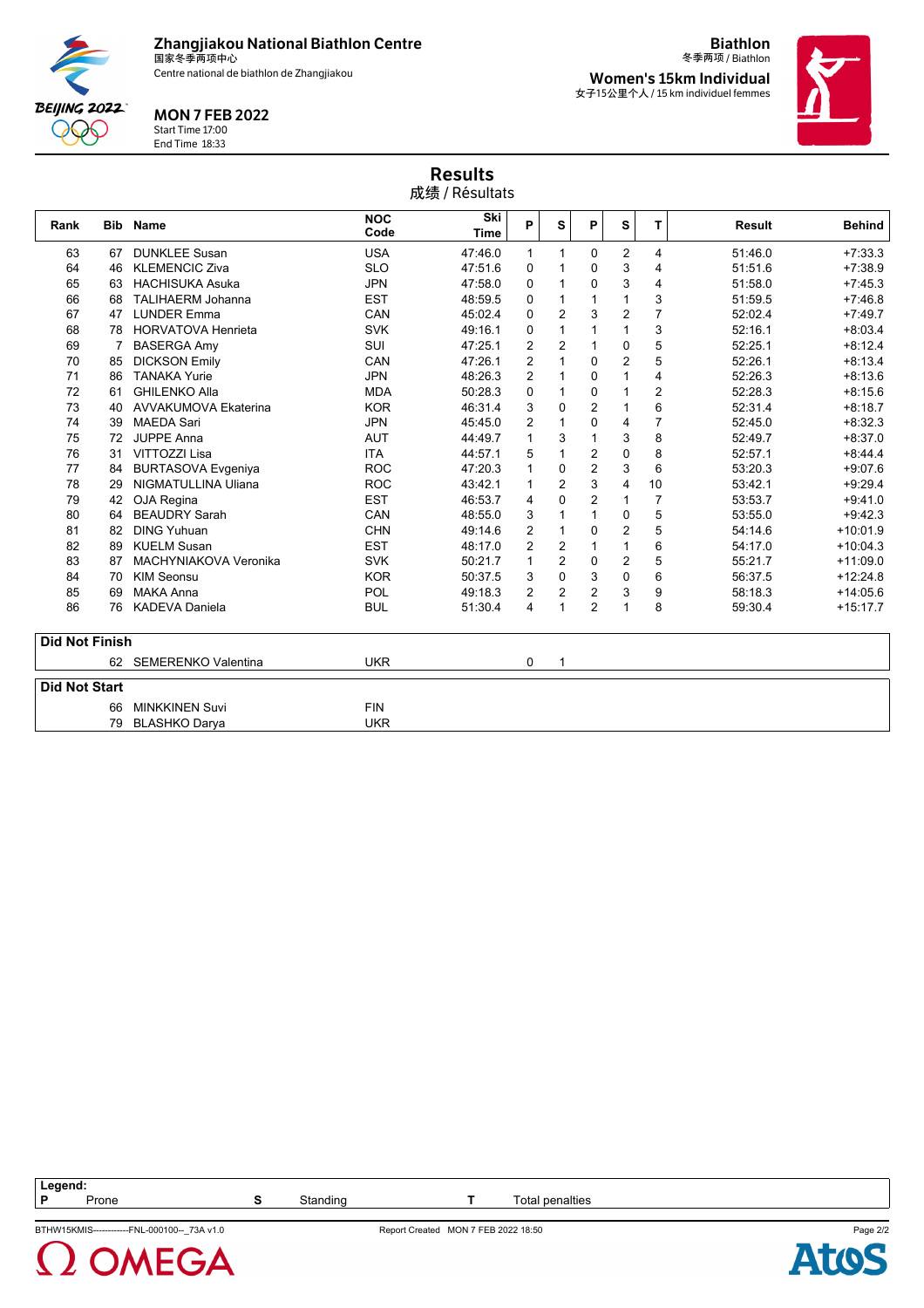Zhangjiakou National Biathlon Centre
国家冬季两项中心
Centre national de biathlon de Zhangjiakou

Biathlon
冬季两项 / Biathlon

**Women's 15km Individual**
女子15公里个人 / 15 km individuel femmes

**MON 7 FEB 2022**
Start Time 17:00
End Time 18:33

## Results
成绩 / Résultats

| Rank | Bib | Name | NOC Code | Ski Time | P | S | P | S | T | Result | Behind |
|---|---|---|---|---|---|---|---|---|---|---|---|
| 63 | 67 | DUNKLEE Susan | USA | 47:46.0 | 1 | 1 | 0 | 2 | 4 | 51:46.0 | +7:33.3 |
| 64 | 46 | KLEMENCIC Ziva | SLO | 47:51.6 | 0 | 1 | 0 | 3 | 4 | 51:51.6 | +7:38.9 |
| 65 | 63 | HACHISUKA Asuka | JPN | 47:58.0 | 0 | 1 | 0 | 3 | 4 | 51:58.0 | +7:45.3 |
| 66 | 68 | TALIHAERM Johanna | EST | 48:59.5 | 0 | 1 | 1 | 1 | 3 | 51:59.5 | +7:46.8 |
| 67 | 47 | LUNDER Emma | CAN | 45:02.4 | 0 | 2 | 3 | 2 | 7 | 52:02.4 | +7:49.7 |
| 68 | 78 | HORVATOVA Henrieta | SVK | 49:16.1 | 0 | 1 | 1 | 1 | 3 | 52:16.1 | +8:03.4 |
| 69 | 7 | BASERGA Amy | SUI | 47:25.1 | 2 | 2 | 1 | 0 | 5 | 52:25.1 | +8:12.4 |
| 70 | 85 | DICKSON Emily | CAN | 47:26.1 | 2 | 1 | 0 | 2 | 5 | 52:26.1 | +8:13.4 |
| 71 | 86 | TANAKA Yurie | JPN | 48:26.3 | 2 | 1 | 0 | 1 | 4 | 52:26.3 | +8:13.6 |
| 72 | 61 | GHILENKO Alla | MDA | 50:28.3 | 0 | 1 | 0 | 1 | 2 | 52:28.3 | +8:15.6 |
| 73 | 40 | AVVAKUMOVA Ekaterina | KOR | 46:31.4 | 3 | 0 | 2 | 1 | 6 | 52:31.4 | +8:18.7 |
| 74 | 39 | MAEDA Sari | JPN | 45:45.0 | 2 | 1 | 0 | 4 | 7 | 52:45.0 | +8:32.3 |
| 75 | 72 | JUPPE Anna | AUT | 44:49.7 | 1 | 3 | 1 | 3 | 8 | 52:49.7 | +8:37.0 |
| 76 | 31 | VITTOZZI Lisa | ITA | 44:57.1 | 5 | 1 | 2 | 0 | 8 | 52:57.1 | +8:44.4 |
| 77 | 84 | BURTASOVA Evgeniya | ROC | 47:20.3 | 1 | 0 | 2 | 3 | 6 | 53:20.3 | +9:07.6 |
| 78 | 29 | NIGMATULLINA Uliana | ROC | 43:42.1 | 1 | 2 | 3 | 4 | 10 | 53:42.1 | +9:29.4 |
| 79 | 42 | OJA Regina | EST | 46:53.7 | 4 | 0 | 2 | 1 | 7 | 53:53.7 | +9:41.0 |
| 80 | 64 | BEAUDRY Sarah | CAN | 48:55.0 | 3 | 1 | 1 | 0 | 5 | 53:55.0 | +9:42.3 |
| 81 | 82 | DING Yuhuan | CHN | 49:14.6 | 2 | 1 | 0 | 2 | 5 | 54:14.6 | +10:01.9 |
| 82 | 89 | KUELM Susan | EST | 48:17.0 | 2 | 2 | 1 | 1 | 6 | 54:17.0 | +10:04.3 |
| 83 | 87 | MACHYNIAKOVA Veronika | SVK | 50:21.7 | 1 | 2 | 0 | 2 | 5 | 55:21.7 | +11:09.0 |
| 84 | 70 | KIM Seonsu | KOR | 50:37.5 | 3 | 0 | 3 | 0 | 6 | 56:37.5 | +12:24.8 |
| 85 | 69 | MAKA Anna | POL | 49:18.3 | 2 | 2 | 2 | 3 | 9 | 58:18.3 | +14:05.6 |
| 86 | 76 | KADEVA Daniela | BUL | 51:30.4 | 4 | 1 | 2 | 1 | 8 | 59:30.4 | +15:17.7 |

**Did Not Finish**

| Rank | Bib | Name | NOC Code | Ski Time | P | S | P | S | T | Result | Behind |
|---|---|---|---|---|---|---|---|---|---|---|---|
| | 62 | SEMERENKO Valentina | UKR | | 0 | 1 | | | | | |

**Did Not Start**

| Rank | Bib | Name | NOC Code |
|---|---|---|---|
| | 66 | MINKKINEN Suvi | FIN |
| | 79 | BLASHKO Darya | UKR |

**Legend:**
P Prone S Standing T Total penalties

BTHW15KMIS------------FNL-000100--_73A v1.0 Report Created MON 7 FEB 2022 18:50